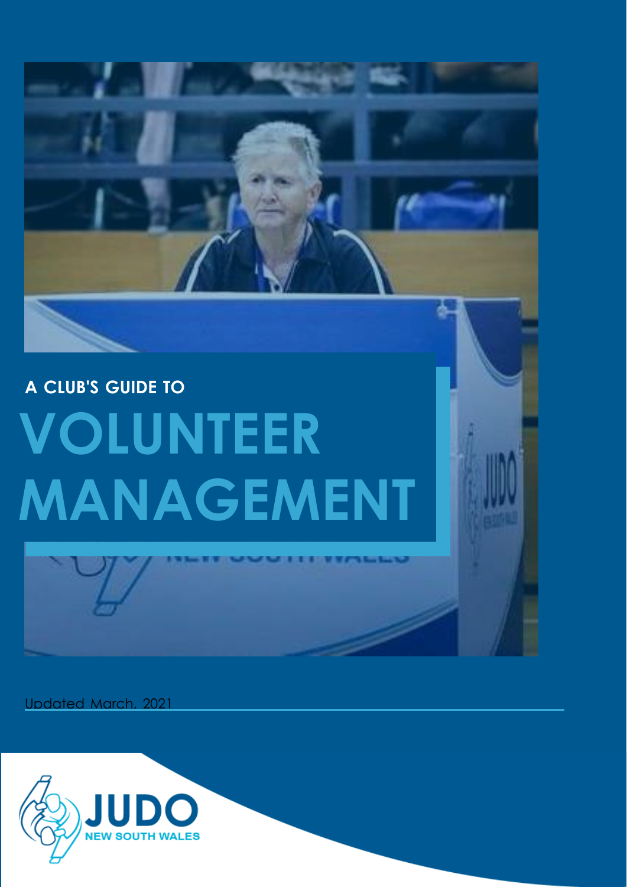A CLUB'S GUIDE TO

# VOLUNTEER MANAGEMENT

Updated March, 2021

JUDO NEW SOUTH WALES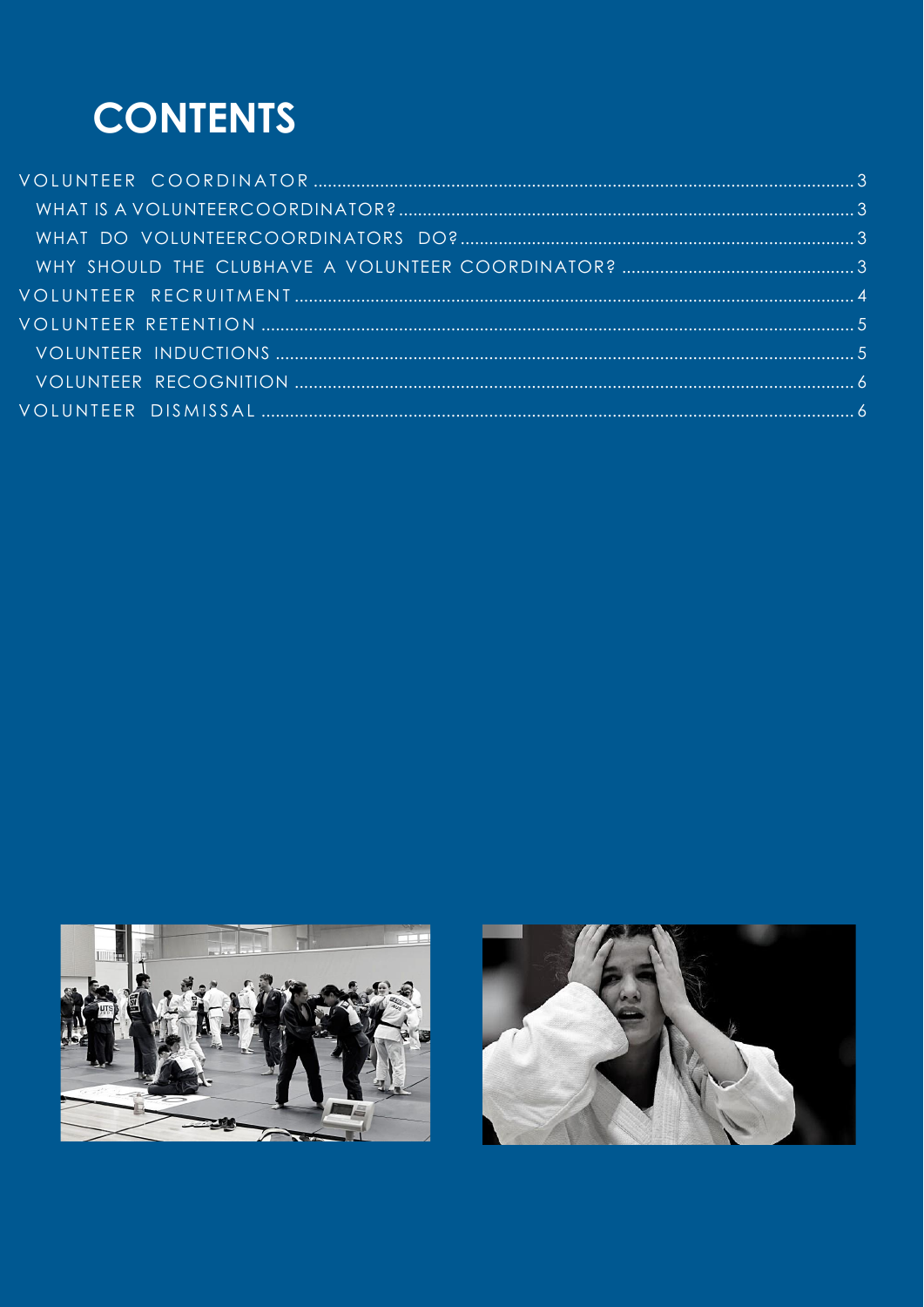# CONTENTS

- VOLUNTEER COORDINATOR ........ 3
  - WHAT IS A VOLUNTEERCOORDINATOR? ........ 3
  - WHAT DO VOLUNTEERCOORDINATORS DO? ........ 3
  - WHY SHOULD THE CLUBHAVE A VOLUNTEER COORDINATOR? ........ 3
- VOLUNTEER RECRUITMENT ........ 4
- VOLUNTEER RETENTION ........ 5
  - VOLUNTEER INDUCTIONS ........ 5
  - VOLUNTEER RECOGNITION ........ 6
- VOLUNTEER DISMISSAL ........ 6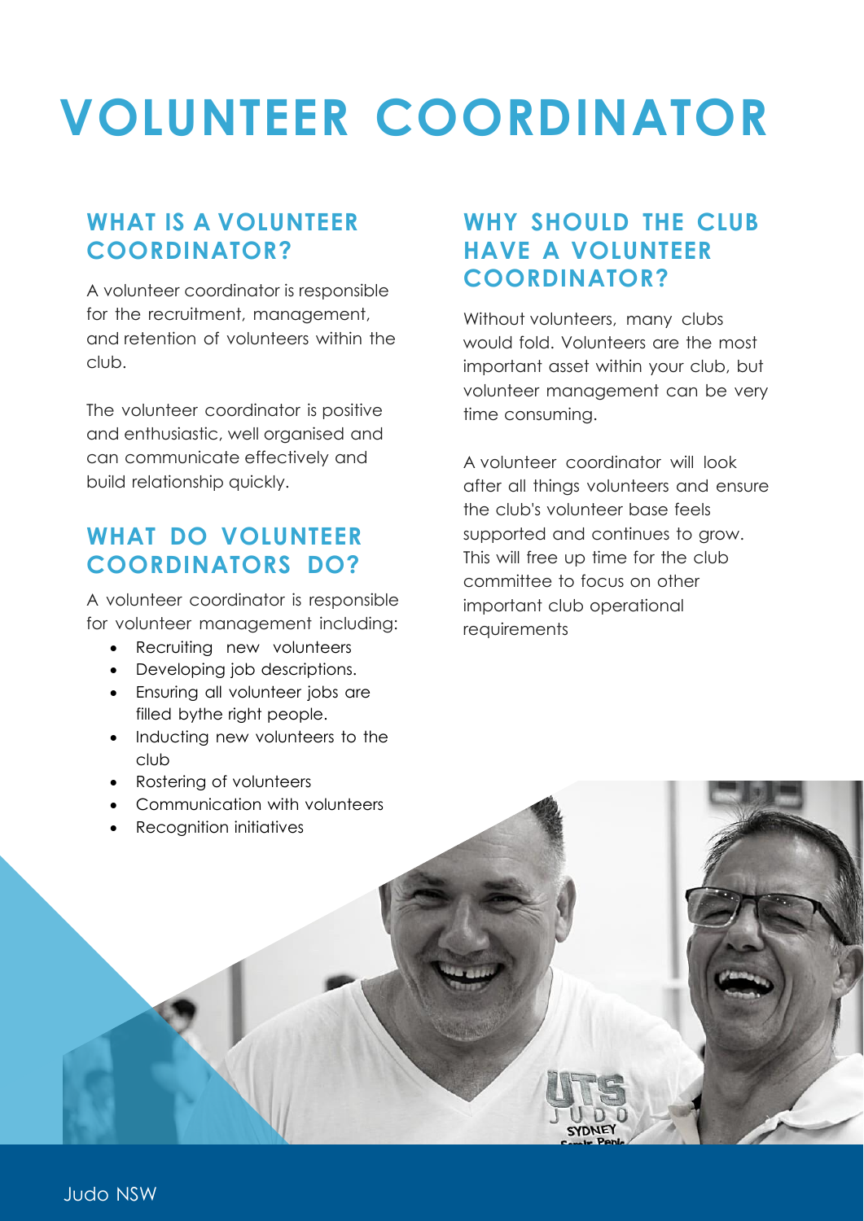# VOLUNTEER COORDINATOR

## WHAT IS A VOLUNTEER COORDINATOR?

A volunteer coordinator is responsible for the recruitment, management, and retention of volunteers within the club.

The volunteer coordinator is positive and enthusiastic, well organised and can communicate effectively and build relationship quickly.

## WHAT DO VOLUNTEER COORDINATORS DO?

A volunteer coordinator is responsible for volunteer management including:

- Recruiting new volunteers
- Developing job descriptions.
- Ensuring all volunteer jobs are filled bythe right people.
- Inducting new volunteers to the club
- Rostering of volunteers
- Communication with volunteers
- Recognition initiatives

## WHY SHOULD THE CLUB HAVE A VOLUNTEER COORDINATOR?

Without volunteers, many clubs would fold. Volunteers are the most important asset within your club, but volunteer management can be very time consuming.

A volunteer coordinator will look after all things volunteers and ensure the club's volunteer base feels supported and continues to grow. This will free up time for the club committee to focus on other important club operational requirements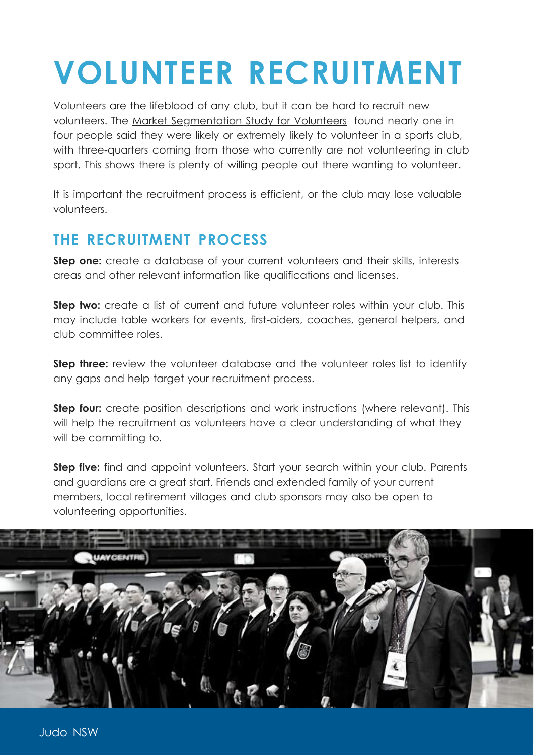# VOLUNTEER RECRUITMENT

Volunteers are the lifeblood of any club, but it can be hard to recruit new volunteers. The Market Segmentation Study for Volunteers found nearly one in four people said they were likely or extremely likely to volunteer in a sports club, with three-quarters coming from those who currently are not volunteering in club sport. This shows there is plenty of willing people out there wanting to volunteer.

It is important the recruitment process is efficient, or the club may lose valuable volunteers.

## THE RECRUITMENT PROCESS

**Step one:** create a database of your current volunteers and their skills, interests areas and other relevant information like qualifications and licenses.

**Step two:** create a list of current and future volunteer roles within your club. This may include table workers for events, first-aiders, coaches, general helpers, and club committee roles.

**Step three:** review the volunteer database and the volunteer roles list to identify any gaps and help target your recruitment process.

**Step four:** create position descriptions and work instructions (where relevant). This will help the recruitment as volunteers have a clear understanding of what they will be committing to.

**Step five:** find and appoint volunteers. Start your search within your club. Parents and guardians are a great start. Friends and extended family of your current members, local retirement villages and club sponsors may also be open to volunteering opportunities.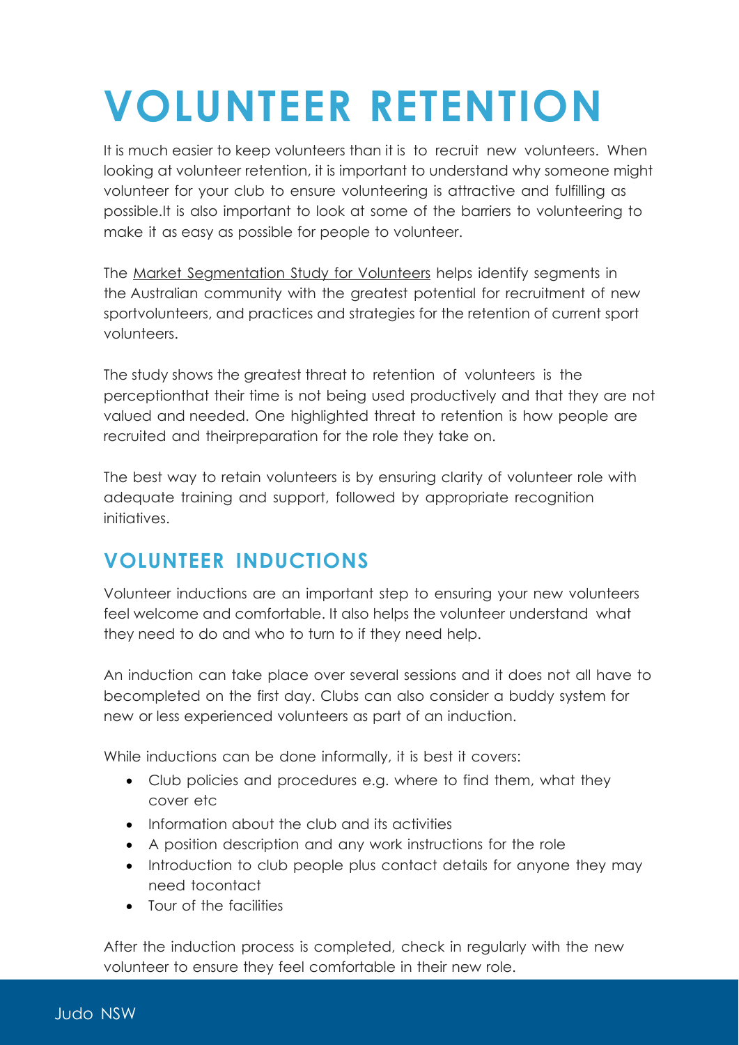# VOLUNTEER RETENTION

It is much easier to keep volunteers than it is to recruit new volunteers. When looking at volunteer retention, it is important to understand why someone might volunteer for your club to ensure volunteering is attractive and fulfilling as possible.It is also important to look at some of the barriers to volunteering to make it as easy as possible for people to volunteer.

The Market Segmentation Study for Volunteers helps identify segments in the Australian community with the greatest potential for recruitment of new sportvolunteers, and practices and strategies for the retention of current sport volunteers.

The study shows the greatest threat to retention of volunteers is the perceptionthat their time is not being used productively and that they are not valued and needed. One highlighted threat to retention is how people are recruited and theirpreparation for the role they take on.

The best way to retain volunteers is by ensuring clarity of volunteer role with adequate training and support, followed by appropriate recognition initiatives.

## VOLUNTEER INDUCTIONS

Volunteer inductions are an important step to ensuring your new volunteers feel welcome and comfortable. It also helps the volunteer understand what they need to do and who to turn to if they need help.

An induction can take place over several sessions and it does not all have to becompleted on the first day. Clubs can also consider a buddy system for new or less experienced volunteers as part of an induction.

While inductions can be done informally, it is best it covers:

- Club policies and procedures e.g. where to find them, what they cover etc
- Information about the club and its activities
- A position description and any work instructions for the role
- Introduction to club people plus contact details for anyone they may need tocontact
- Tour of the facilities

After the induction process is completed, check in regularly with the new volunteer to ensure they feel comfortable in their new role.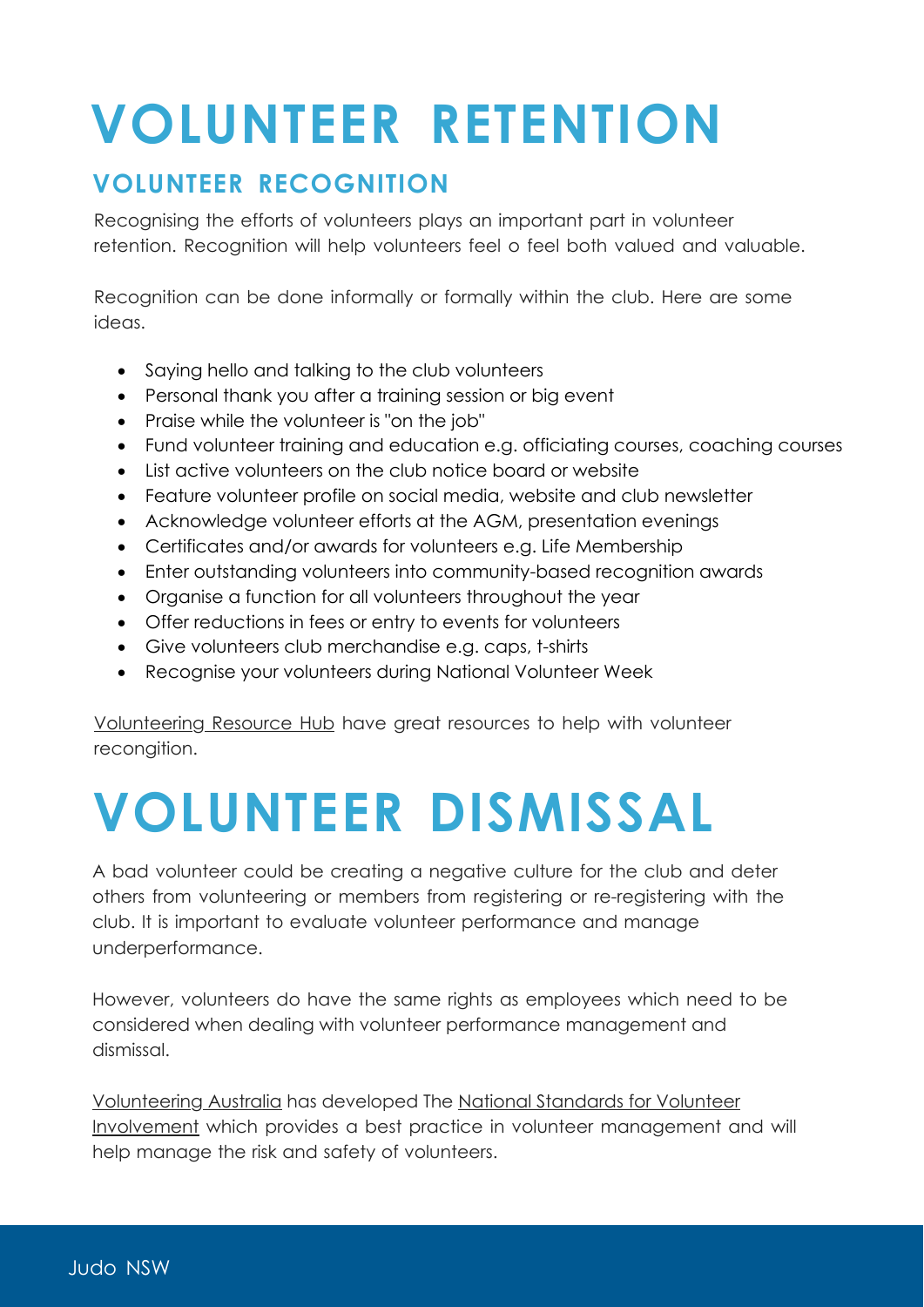# VOLUNTEER RETENTION

## VOLUNTEER RECOGNITION

Recognising the efforts of volunteers plays an important part in volunteer retention. Recognition will help volunteers feel o feel both valued and valuable.

Recognition can be done informally or formally within the club. Here are some ideas.

- Saying hello and talking to the club volunteers
- Personal thank you after a training session or big event
- Praise while the volunteer is "on the job"
- Fund volunteer training and education e.g. officiating courses, coaching courses
- List active volunteers on the club notice board or website
- Feature volunteer profile on social media, website and club newsletter
- Acknowledge volunteer efforts at the AGM, presentation evenings
- Certificates and/or awards for volunteers e.g. Life Membership
- Enter outstanding volunteers into community-based recognition awards
- Organise a function for all volunteers throughout the year
- Offer reductions in fees or entry to events for volunteers
- Give volunteers club merchandise e.g. caps, t-shirts
- Recognise your volunteers during National Volunteer Week

Volunteering Resource Hub have great resources to help with volunteer recognition.

# VOLUNTEER DISMISSAL

A bad volunteer could be creating a negative culture for the club and deter others from volunteering or members from registering or re-registering with the club. It is important to evaluate volunteer performance and manage underperformance.

However, volunteers do have the same rights as employees which need to be considered when dealing with volunteer performance management and dismissal.

Volunteering Australia has developed The National Standards for Volunteer Involvement which provides a best practice in volunteer management and will help manage the risk and safety of volunteers.